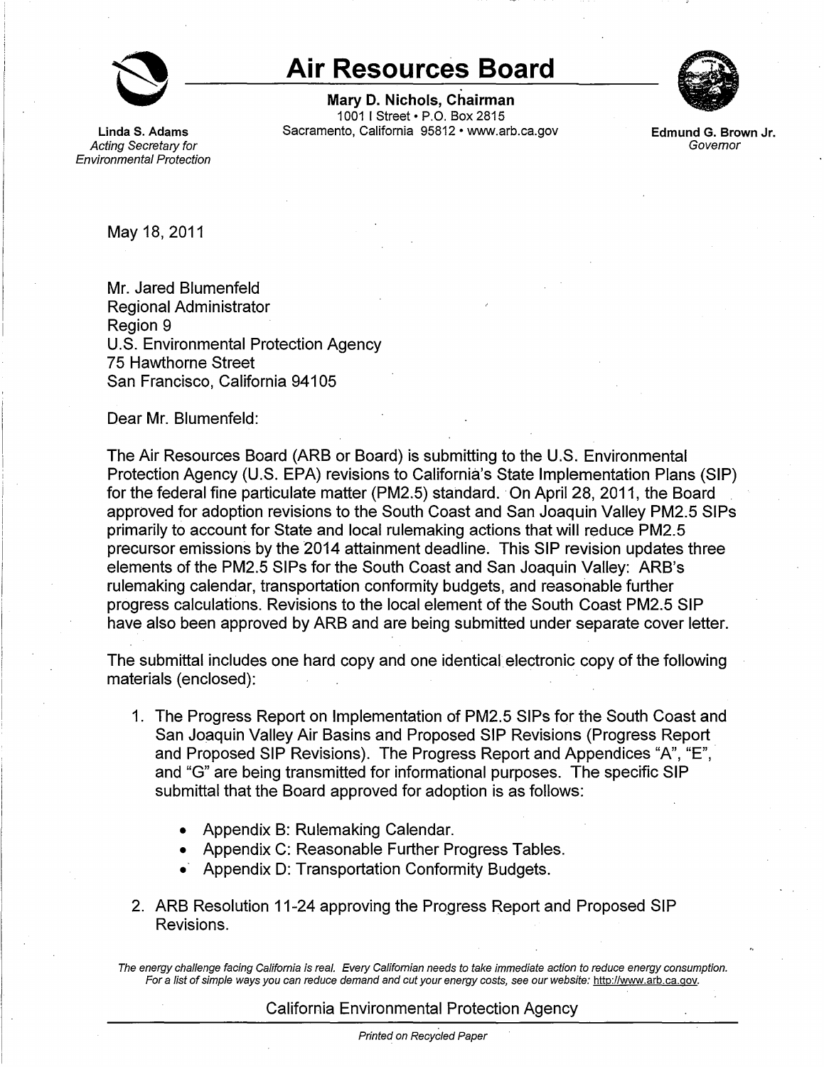# Air Resources Board

**Mary D. Nichols, Chairman**
1001 I Street • P.O. Box 2815
Sacramento, California 95812 • www.arb.ca.gov

**Linda S. Adams**
*Acting Secretary for Environmental Protection*

**Edmund G. Brown Jr.**
*Governor*

May 18, 2011

Mr. Jared Blumenfeld
Regional Administrator
Region 9
U.S. Environmental Protection Agency
75 Hawthorne Street
San Francisco, California 94105

Dear Mr. Blumenfeld:

The Air Resources Board (ARB or Board) is submitting to the U.S. Environmental Protection Agency (U.S. EPA) revisions to California's State Implementation Plans (SIP) for the federal fine particulate matter (PM2.5) standard. On April 28, 2011, the Board approved for adoption revisions to the South Coast and San Joaquin Valley PM2.5 SIPs primarily to account for State and local rulemaking actions that will reduce PM2.5 precursor emissions by the 2014 attainment deadline. This SIP revision updates three elements of the PM2.5 SIPs for the South Coast and San Joaquin Valley: ARB's rulemaking calendar, transportation conformity budgets, and reasonable further progress calculations. Revisions to the local element of the South Coast PM2.5 SIP have also been approved by ARB and are being submitted under separate cover letter.

The submittal includes one hard copy and one identical electronic copy of the following materials (enclosed):

1. The Progress Report on Implementation of PM2.5 SIPs for the South Coast and San Joaquin Valley Air Basins and Proposed SIP Revisions (Progress Report and Proposed SIP Revisions). The Progress Report and Appendices "A", "E", and "G" are being transmitted for informational purposes. The specific SIP submittal that the Board approved for adoption is as follows:

   - Appendix B: Rulemaking Calendar.
   - Appendix C: Reasonable Further Progress Tables.
   - Appendix D: Transportation Conformity Budgets.

2. ARB Resolution 11-24 approving the Progress Report and Proposed SIP Revisions.

*The energy challenge facing California is real. Every Californian needs to take immediate action to reduce energy consumption. For a list of simple ways you can reduce demand and cut your energy costs, see our website:* http://www.arb.ca.gov.

California Environmental Protection Agency

*Printed on Recycled Paper*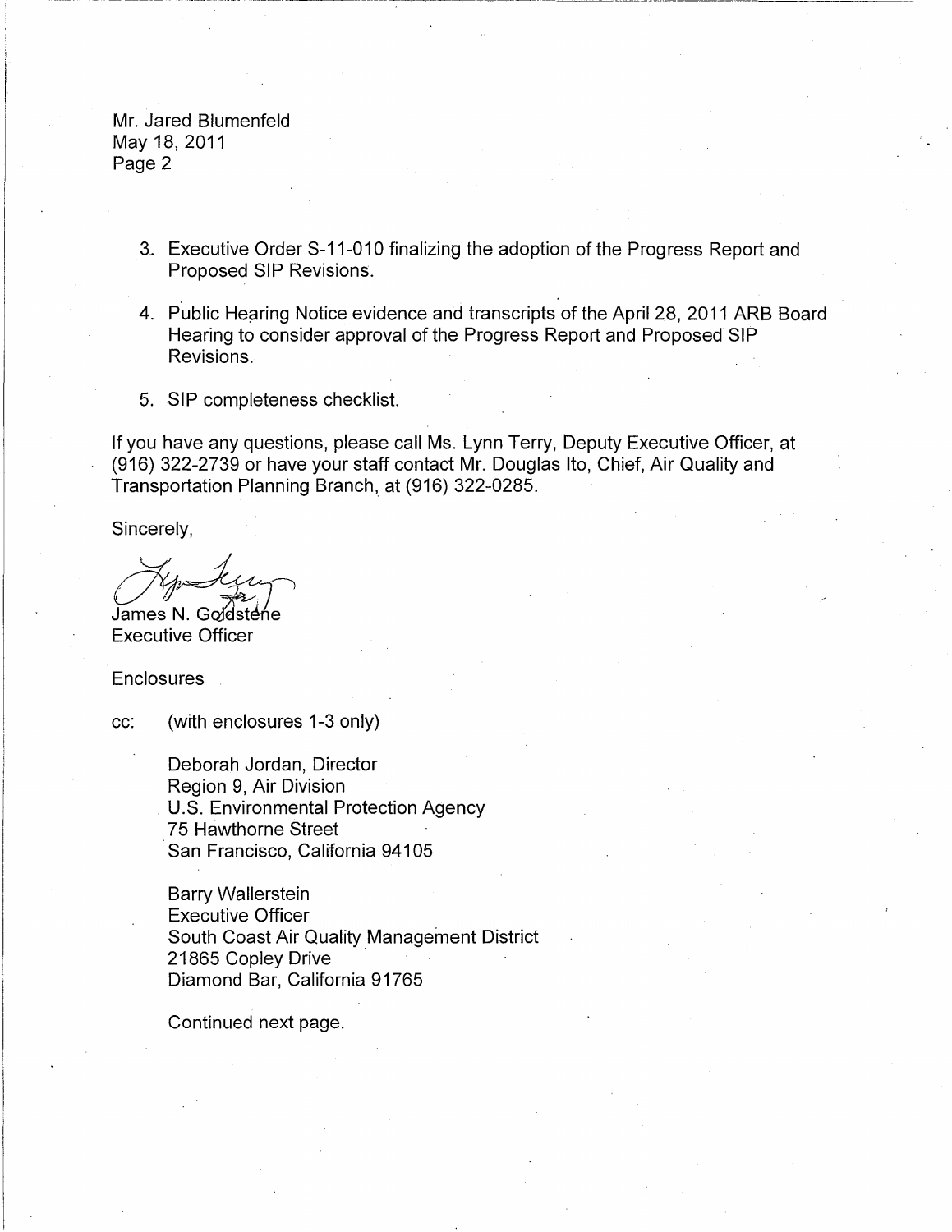Mr. Jared Blumenfeld
May 18, 2011
Page 2

3. Executive Order S-11-010 finalizing the adoption of the Progress Report and Proposed SIP Revisions.

4. Public Hearing Notice evidence and transcripts of the April 28, 2011 ARB Board Hearing to consider approval of the Progress Report and Proposed SIP Revisions.

5. SIP completeness checklist.

If you have any questions, please call Ms. Lynn Terry, Deputy Executive Officer, at (916) 322-2739 or have your staff contact Mr. Douglas Ito, Chief, Air Quality and Transportation Planning Branch, at (916) 322-0285.

Sincerely,

James N. Goldstene
Executive Officer

Enclosures

cc: (with enclosures 1-3 only)

Deborah Jordan, Director
Region 9, Air Division
U.S. Environmental Protection Agency
75 Hawthorne Street
San Francisco, California 94105

Barry Wallerstein
Executive Officer
South Coast Air Quality Management District
21865 Copley Drive
Diamond Bar, California 91765

Continued next page.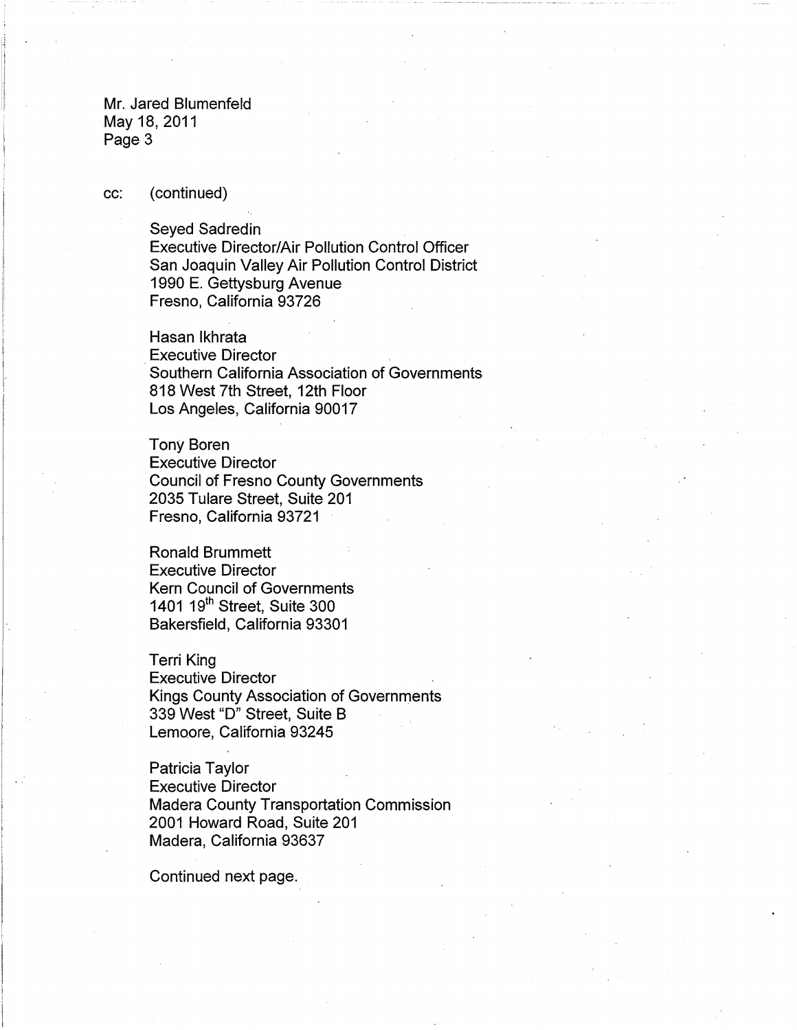cc: (continued)

Seyed Sadredin
Executive Director/Air Pollution Control Officer
San Joaquin Valley Air Pollution Control District
1990 E. Gettysburg Avenue
Fresno, California 93726

Hasan Ikhrata
Executive Director
Southern California Association of Governments
818 West 7th Street, 12th Floor
Los Angeles, California 90017

Tony Boren
Executive Director
Council of Fresno County Governments
2035 Tulare Street, Suite 201
Fresno, California 93721

Ronald Brummett
Executive Director
Kern Council of Governments
1401 19th Street, Suite 300
Bakersfield, California 93301

Terri King
Executive Director
Kings County Association of Governments
339 West "D" Street, Suite B
Lemoore, California 93245

Patricia Taylor
Executive Director
Madera County Transportation Commission
2001 Howard Road, Suite 201
Madera, California 93637

Continued next page.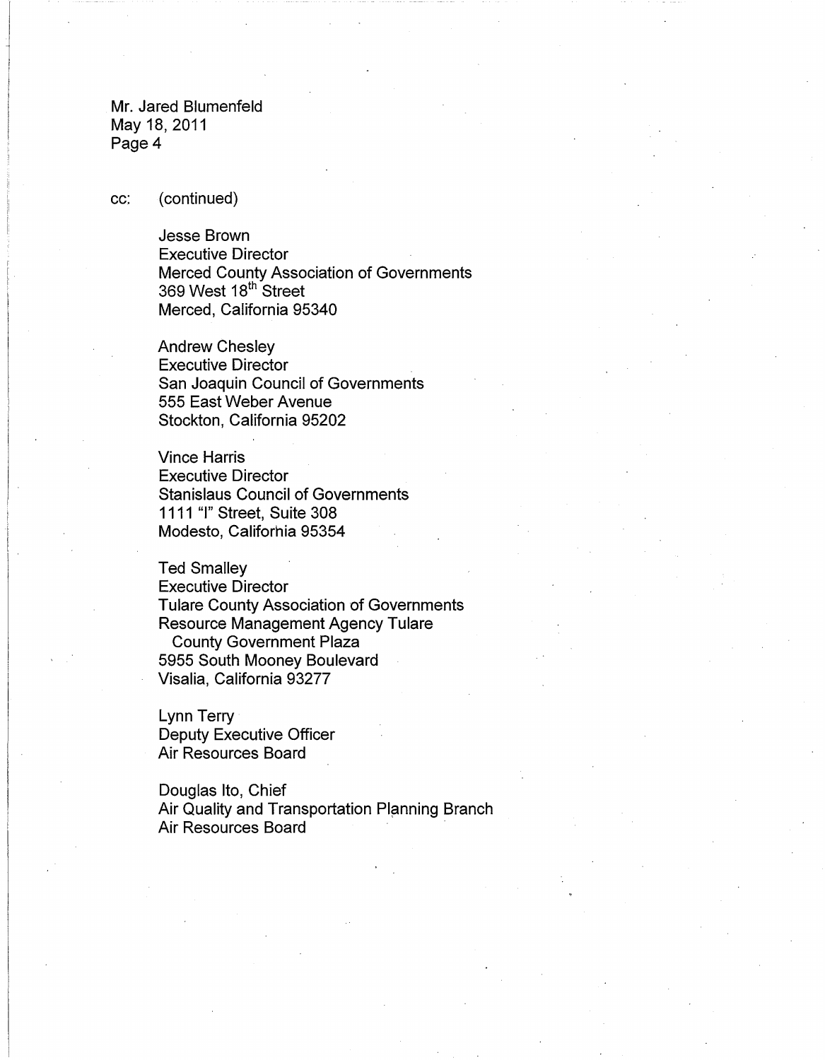Mr. Jared Blumenfeld
May 18, 2011
Page 4

cc: (continued)

Jesse Brown
Executive Director
Merced County Association of Governments
369 West 18th Street
Merced, California 95340

Andrew Chesley
Executive Director
San Joaquin Council of Governments
555 East Weber Avenue
Stockton, California 95202

Vince Harris
Executive Director
Stanislaus Council of Governments
1111 "I" Street, Suite 308
Modesto, California 95354

Ted Smalley
Executive Director
Tulare County Association of Governments
Resource Management Agency Tulare
County Government Plaza
5955 South Mooney Boulevard
Visalia, California 93277

Lynn Terry
Deputy Executive Officer
Air Resources Board

Douglas Ito, Chief
Air Quality and Transportation Planning Branch
Air Resources Board